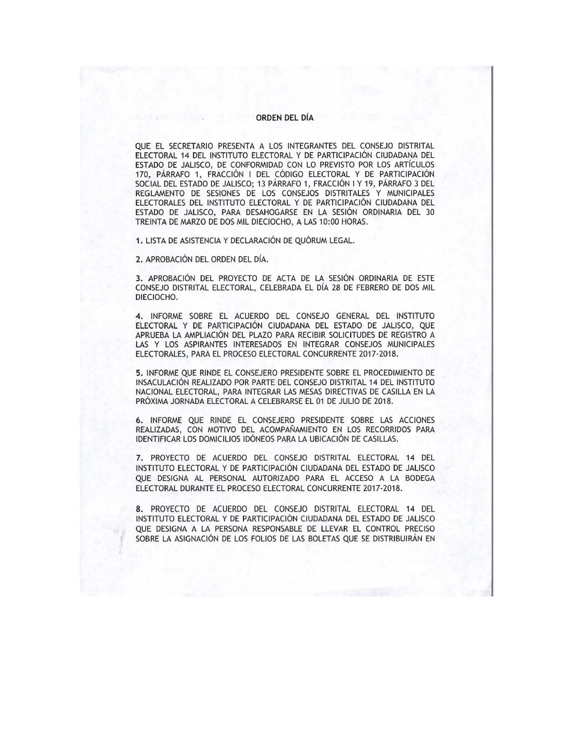# ORDEN DEL DÍA

QUE EL SECRETARIO PRESENTA A LOS INTEGRANTES DEL CONSEJO DISTRITAL ELECTORAL 14 DEL INSTITUTO ELECTORAL Y DE PARTICIPACIÓN CIUDADANA DEL ESTADO DE JALISCO, DE CONFORMIDAD CON LO PREVISTO POR LOS ARTÍCULOS 170, PÁRRAFO 1, FRACCIÓN I DEL CÓDIGO ELECTORAL Y DE PARTICIPACIÓN SOCIAL DEL ESTADO DE JALISCO; 13 PÁRRAFO 1, FRACCIÓN I Y 19, PÁRRAFO 3 DEL REGLAMENTO DE SESIONES DE LOS CONSEJOS DISTRITALES Y MUNICIPALES ELECTORALES DEL INSTITUTO ELECTORAL Y DE PARTICIPACIÓN CIUDADANA DEL ESTADO DE JALISCO, PARA DESAHOGARSE EN LA SESIÓN ORDINARIA DEL 30 TREINTA DE MARZO DE DOS MIL DIECIOCHO, A LAS 10:00 HORAS.

**1.** LISTA DE ASISTENCIA Y DECLARACIÓN DE QUÓRUM LEGAL.

**2.** APROBACIÓN DEL ORDEN DEL DÍA.

**3.** APROBACIÓN DEL PROYECTO DE ACTA DE LA SESIÓN ORDINARIA DE ESTE CONSEJO DISTRITAL ELECTORAL, CELEBRADA EL DÍA 28 DE FEBRERO DE DOS MIL DIECIOCHO.

**4.** INFORME SOBRE EL ACUERDO DEL CONSEJO GENERAL DEL INSTITUTO ELECTORAL Y DE PARTICIPACIÓN CIUDADANA DEL ESTADO DE JALISCO, QUE APRUEBA LA AMPLIACIÓN DEL PLAZO PARA RECIBIR SOLICITUDES DE REGISTRO A LAS Y LOS ASPIRANTES INTERESADOS EN INTEGRAR CONSEJOS MUNICIPALES ELECTORALES, PARA EL PROCESO ELECTORAL CONCURRENTE 2017-2018.

**5.** INFORME QUE RINDE EL CONSEJERO PRESIDENTE SOBRE EL PROCEDIMIENTO DE INSACULACIÓN REALIZADO POR PARTE DEL CONSEJO DISTRITAL 14 DEL INSTITUTO NACIONAL ELECTORAL, PARA INTEGRAR LAS MESAS DIRECTIVAS DE CASILLA EN LA PRÓXIMA JORNADA ELECTORAL A CELEBRARSE EL 01 DE JULIO DE 2018.

**6.** INFORME QUE RINDE EL CONSEJERO PRESIDENTE SOBRE LAS ACCIONES REALIZADAS, CON MOTIVO DEL ACOMPAÑAMIENTO EN LOS RECORRIDOS PARA IDENTIFICAR LOS DOMICILIOS IDÓNEOS PARA LA UBICACIÓN DE CASILLAS.

**7.** PROYECTO DE ACUERDO DEL CONSEJO DISTRITAL ELECTORAL 14 DEL INSTITUTO ELECTORAL Y DE PARTICIPACIÓN CIUDADANA DEL ESTADO DE JALISCO QUE DESIGNA AL PERSONAL AUTORIZADO PARA EL ACCESO A LA BODEGA ELECTORAL DURANTE EL PROCESO ELECTORAL CONCURRENTE 2017-2018.

**8.** PROYECTO DE ACUERDO DEL CONSEJO DISTRITAL ELECTORAL 14 DEL INSTITUTO ELECTORAL Y DE PARTICIPACIÓN CIUDADANA DEL ESTADO DE JALISCO QUE DESIGNA A LA PERSONA RESPONSABLE DE LLEVAR EL CONTROL PRECISO SOBRE LA ASIGNACIÓN DE LOS FOLIOS DE LAS BOLETAS QUE SE DISTRIBUIRÁN EN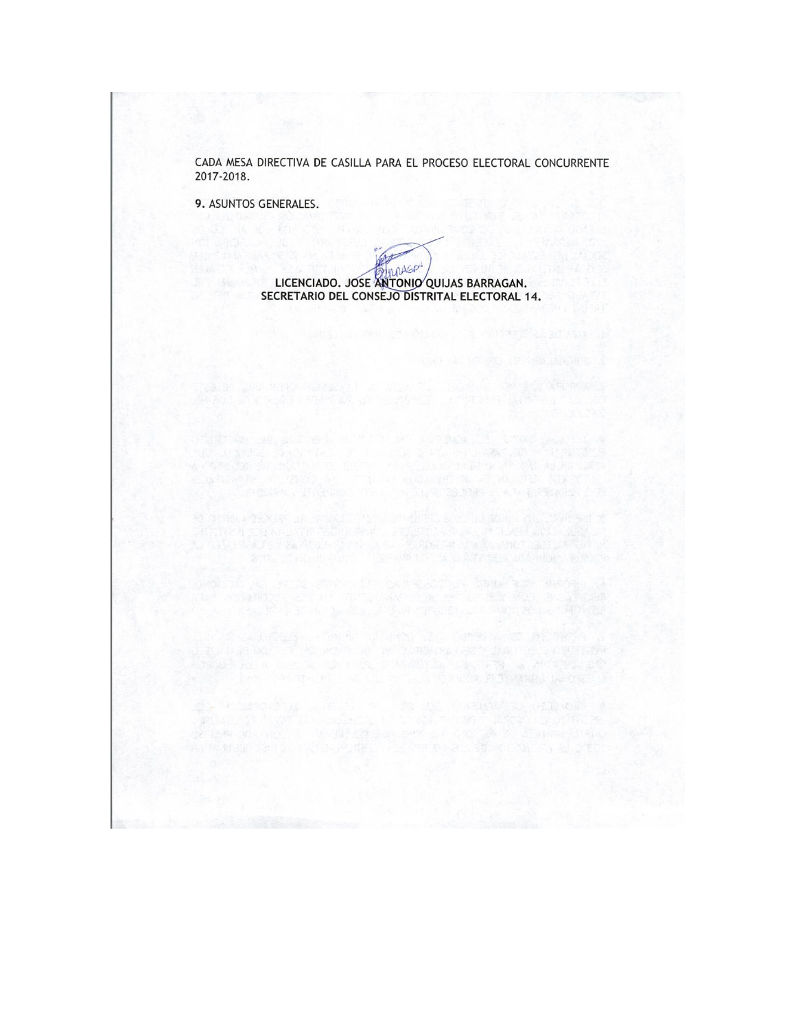CADA MESA DIRECTIVA DE CASILLA PARA EL PROCESO ELECTORAL CONCURRENTE 2017-2018.

**9.** ASUNTOS GENERALES.

**LICENCIADO. JOSE ANTONIO QUIJAS BARRAGAN.**
**SECRETARIO DEL CONSEJO DISTRITAL ELECTORAL 14.**